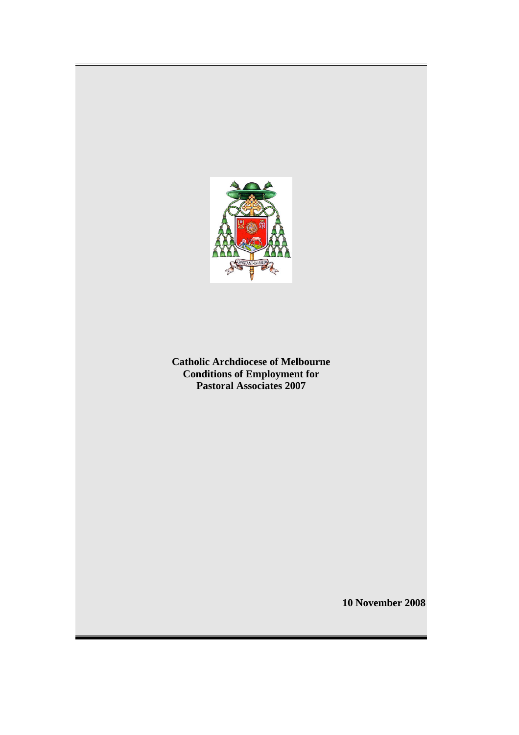**Catholic Archdiocese of Melbourne**
**Conditions of Employment for**
**Pastoral Associates 2007**

**10 November 2008**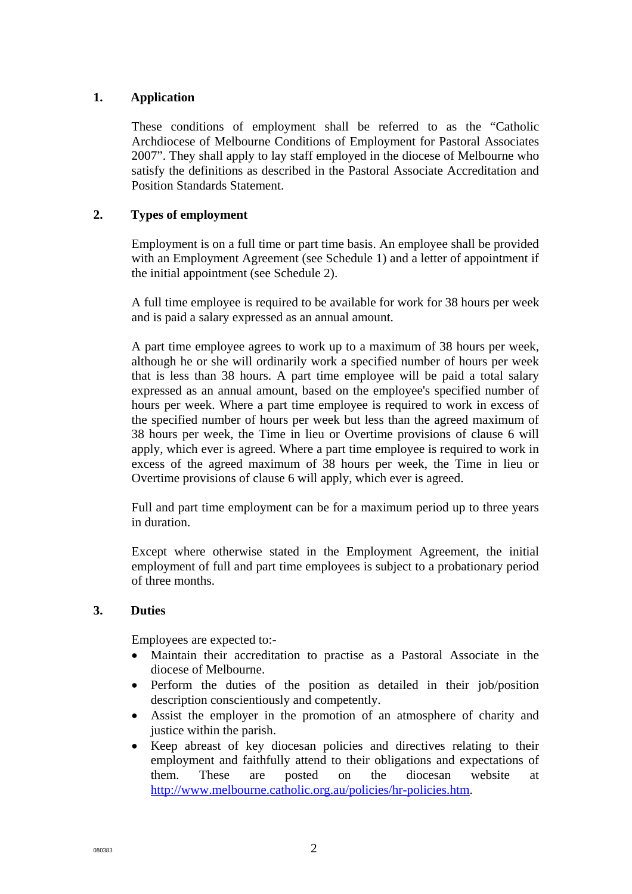## 1. Application

These conditions of employment shall be referred to as the "Catholic Archdiocese of Melbourne Conditions of Employment for Pastoral Associates 2007". They shall apply to lay staff employed in the diocese of Melbourne who satisfy the definitions as described in the Pastoral Associate Accreditation and Position Standards Statement.

## 2. Types of employment

Employment is on a full time or part time basis. An employee shall be provided with an Employment Agreement (see Schedule 1) and a letter of appointment if the initial appointment (see Schedule 2).

A full time employee is required to be available for work for 38 hours per week and is paid a salary expressed as an annual amount.

A part time employee agrees to work up to a maximum of 38 hours per week, although he or she will ordinarily work a specified number of hours per week that is less than 38 hours. A part time employee will be paid a total salary expressed as an annual amount, based on the employee's specified number of hours per week. Where a part time employee is required to work in excess of the specified number of hours per week but less than the agreed maximum of 38 hours per week, the Time in lieu or Overtime provisions of clause 6 will apply, which ever is agreed. Where a part time employee is required to work in excess of the agreed maximum of 38 hours per week, the Time in lieu or Overtime provisions of clause 6 will apply, which ever is agreed.

Full and part time employment can be for a maximum period up to three years in duration.

Except where otherwise stated in the Employment Agreement, the initial employment of full and part time employees is subject to a probationary period of three months.

## 3. Duties

Employees are expected to:-

- Maintain their accreditation to practise as a Pastoral Associate in the diocese of Melbourne.
- Perform the duties of the position as detailed in their job/position description conscientiously and competently.
- Assist the employer in the promotion of an atmosphere of charity and justice within the parish.
- Keep abreast of key diocesan policies and directives relating to their employment and faithfully attend to their obligations and expectations of them. These are posted on the diocesan website at http://www.melbourne.catholic.org.au/policies/hr-policies.htm.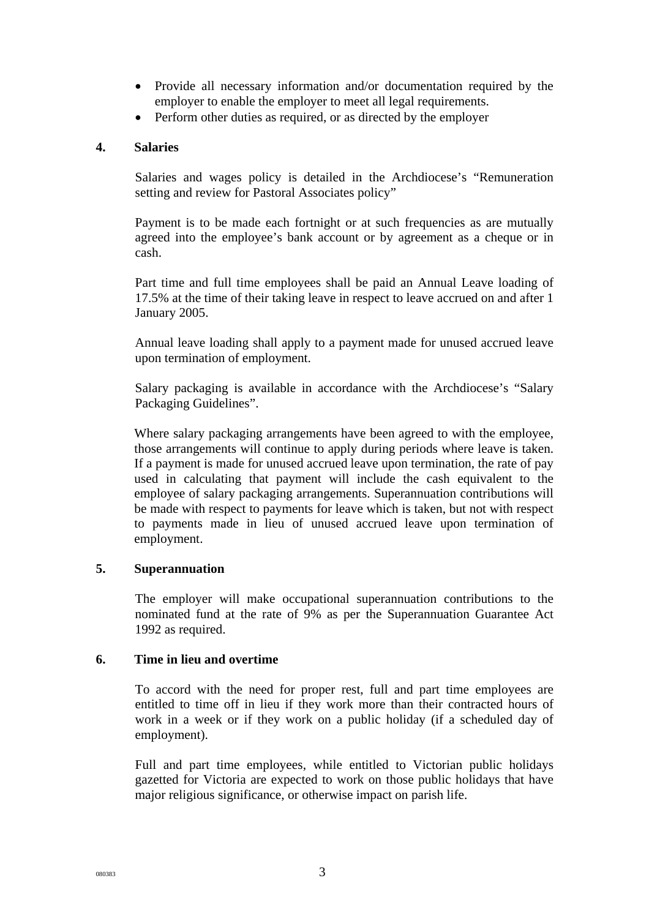- Provide all necessary information and/or documentation required by the employer to enable the employer to meet all legal requirements.
- Perform other duties as required, or as directed by the employer

## 4. Salaries

Salaries and wages policy is detailed in the Archdiocese's "Remuneration setting and review for Pastoral Associates policy"

Payment is to be made each fortnight or at such frequencies as are mutually agreed into the employee's bank account or by agreement as a cheque or in cash.

Part time and full time employees shall be paid an Annual Leave loading of 17.5% at the time of their taking leave in respect to leave accrued on and after 1 January 2005.

Annual leave loading shall apply to a payment made for unused accrued leave upon termination of employment.

Salary packaging is available in accordance with the Archdiocese's "Salary Packaging Guidelines".

Where salary packaging arrangements have been agreed to with the employee, those arrangements will continue to apply during periods where leave is taken. If a payment is made for unused accrued leave upon termination, the rate of pay used in calculating that payment will include the cash equivalent to the employee of salary packaging arrangements. Superannuation contributions will be made with respect to payments for leave which is taken, but not with respect to payments made in lieu of unused accrued leave upon termination of employment.

## 5. Superannuation

The employer will make occupational superannuation contributions to the nominated fund at the rate of 9% as per the Superannuation Guarantee Act 1992 as required.

## 6. Time in lieu and overtime

To accord with the need for proper rest, full and part time employees are entitled to time off in lieu if they work more than their contracted hours of work in a week or if they work on a public holiday (if a scheduled day of employment).

Full and part time employees, while entitled to Victorian public holidays gazetted for Victoria are expected to work on those public holidays that have major religious significance, or otherwise impact on parish life.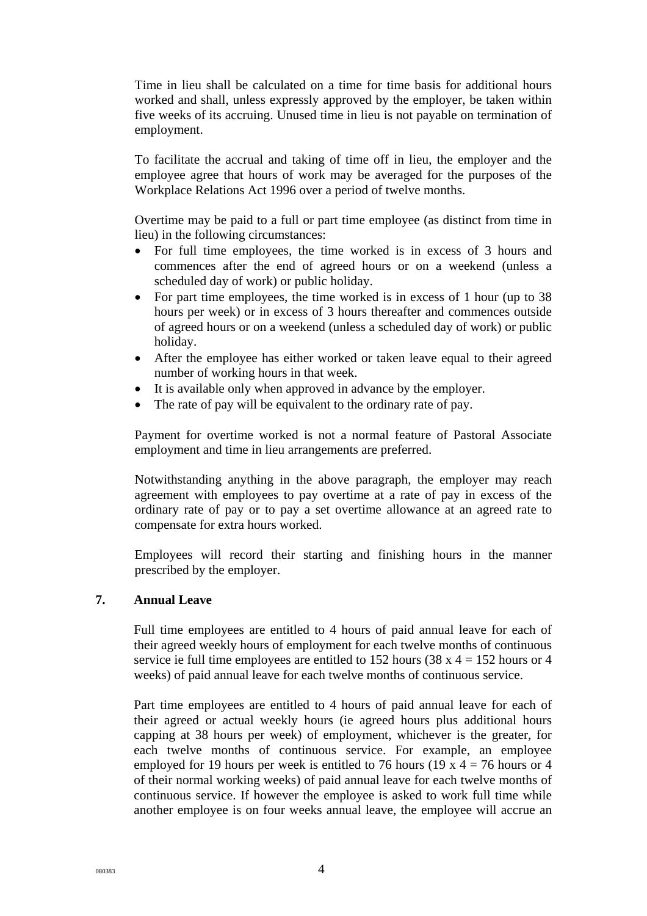Time in lieu shall be calculated on a time for time basis for additional hours worked and shall, unless expressly approved by the employer, be taken within five weeks of its accruing. Unused time in lieu is not payable on termination of employment.

To facilitate the accrual and taking of time off in lieu, the employer and the employee agree that hours of work may be averaged for the purposes of the Workplace Relations Act 1996 over a period of twelve months.

Overtime may be paid to a full or part time employee (as distinct from time in lieu) in the following circumstances:

- For full time employees, the time worked is in excess of 3 hours and commences after the end of agreed hours or on a weekend (unless a scheduled day of work) or public holiday.
- For part time employees, the time worked is in excess of 1 hour (up to 38 hours per week) or in excess of 3 hours thereafter and commences outside of agreed hours or on a weekend (unless a scheduled day of work) or public holiday.
- After the employee has either worked or taken leave equal to their agreed number of working hours in that week.
- It is available only when approved in advance by the employer.
- The rate of pay will be equivalent to the ordinary rate of pay.

Payment for overtime worked is not a normal feature of Pastoral Associate employment and time in lieu arrangements are preferred.

Notwithstanding anything in the above paragraph, the employer may reach agreement with employees to pay overtime at a rate of pay in excess of the ordinary rate of pay or to pay a set overtime allowance at an agreed rate to compensate for extra hours worked.

Employees will record their starting and finishing hours in the manner prescribed by the employer.

## 7. Annual Leave

Full time employees are entitled to 4 hours of paid annual leave for each of their agreed weekly hours of employment for each twelve months of continuous service ie full time employees are entitled to 152 hours (38 x 4 = 152 hours or 4 weeks) of paid annual leave for each twelve months of continuous service.

Part time employees are entitled to 4 hours of paid annual leave for each of their agreed or actual weekly hours (ie agreed hours plus additional hours capping at 38 hours per week) of employment, whichever is the greater, for each twelve months of continuous service. For example, an employee employed for 19 hours per week is entitled to 76 hours (19 x 4 = 76 hours or 4 of their normal working weeks) of paid annual leave for each twelve months of continuous service. If however the employee is asked to work full time while another employee is on four weeks annual leave, the employee will accrue an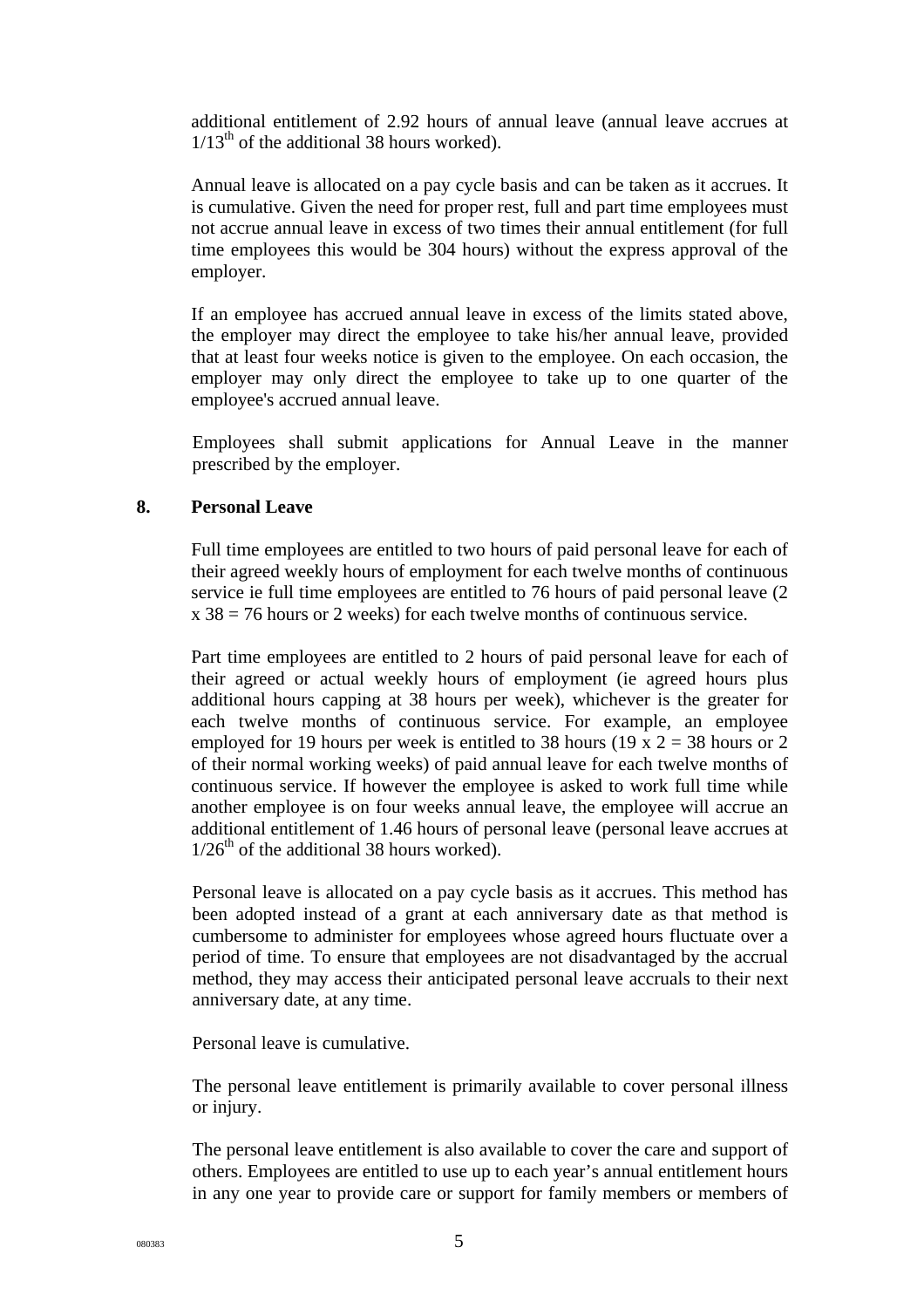additional entitlement of 2.92 hours of annual leave (annual leave accrues at $1/13^{th}$ of the additional 38 hours worked).

Annual leave is allocated on a pay cycle basis and can be taken as it accrues. It is cumulative. Given the need for proper rest, full and part time employees must not accrue annual leave in excess of two times their annual entitlement (for full time employees this would be 304 hours) without the express approval of the employer.

If an employee has accrued annual leave in excess of the limits stated above, the employer may direct the employee to take his/her annual leave, provided that at least four weeks notice is given to the employee. On each occasion, the employer may only direct the employee to take up to one quarter of the employee's accrued annual leave.

Employees shall submit applications for Annual Leave in the manner prescribed by the employer.

## 8. Personal Leave

Full time employees are entitled to two hours of paid personal leave for each of their agreed weekly hours of employment for each twelve months of continuous service ie full time employees are entitled to 76 hours of paid personal leave (2 x 38 = 76 hours or 2 weeks) for each twelve months of continuous service.

Part time employees are entitled to 2 hours of paid personal leave for each of their agreed or actual weekly hours of employment (ie agreed hours plus additional hours capping at 38 hours per week), whichever is the greater for each twelve months of continuous service. For example, an employee employed for 19 hours per week is entitled to 38 hours (19 x 2 = 38 hours or 2 of their normal working weeks) of paid annual leave for each twelve months of continuous service. If however the employee is asked to work full time while another employee is on four weeks annual leave, the employee will accrue an additional entitlement of 1.46 hours of personal leave (personal leave accrues at $1/26^{th}$ of the additional 38 hours worked).

Personal leave is allocated on a pay cycle basis as it accrues. This method has been adopted instead of a grant at each anniversary date as that method is cumbersome to administer for employees whose agreed hours fluctuate over a period of time. To ensure that employees are not disadvantaged by the accrual method, they may access their anticipated personal leave accruals to their next anniversary date, at any time.

Personal leave is cumulative.

The personal leave entitlement is primarily available to cover personal illness or injury.

The personal leave entitlement is also available to cover the care and support of others. Employees are entitled to use up to each year's annual entitlement hours in any one year to provide care or support for family members or members of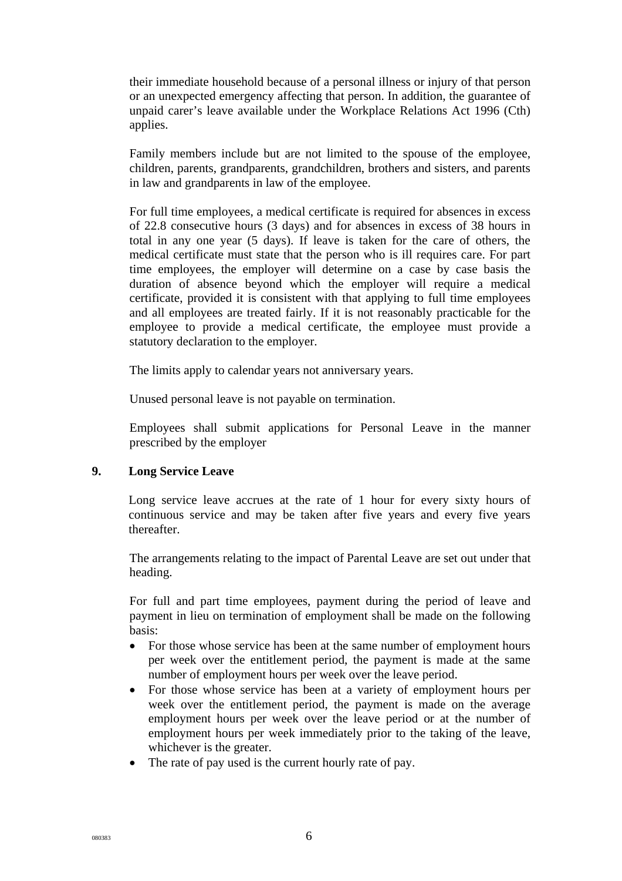their immediate household because of a personal illness or injury of that person or an unexpected emergency affecting that person. In addition, the guarantee of unpaid carer's leave available under the Workplace Relations Act 1996 (Cth) applies.

Family members include but are not limited to the spouse of the employee, children, parents, grandparents, grandchildren, brothers and sisters, and parents in law and grandparents in law of the employee.

For full time employees, a medical certificate is required for absences in excess of 22.8 consecutive hours (3 days) and for absences in excess of 38 hours in total in any one year (5 days). If leave is taken for the care of others, the medical certificate must state that the person who is ill requires care. For part time employees, the employer will determine on a case by case basis the duration of absence beyond which the employer will require a medical certificate, provided it is consistent with that applying to full time employees and all employees are treated fairly. If it is not reasonably practicable for the employee to provide a medical certificate, the employee must provide a statutory declaration to the employer.

The limits apply to calendar years not anniversary years.

Unused personal leave is not payable on termination.

Employees shall submit applications for Personal Leave in the manner prescribed by the employer

## 9. Long Service Leave

Long service leave accrues at the rate of 1 hour for every sixty hours of continuous service and may be taken after five years and every five years thereafter.

The arrangements relating to the impact of Parental Leave are set out under that heading.

For full and part time employees, payment during the period of leave and payment in lieu on termination of employment shall be made on the following basis:

- For those whose service has been at the same number of employment hours per week over the entitlement period, the payment is made at the same number of employment hours per week over the leave period.
- For those whose service has been at a variety of employment hours per week over the entitlement period, the payment is made on the average employment hours per week over the leave period or at the number of employment hours per week immediately prior to the taking of the leave, whichever is the greater.
- The rate of pay used is the current hourly rate of pay.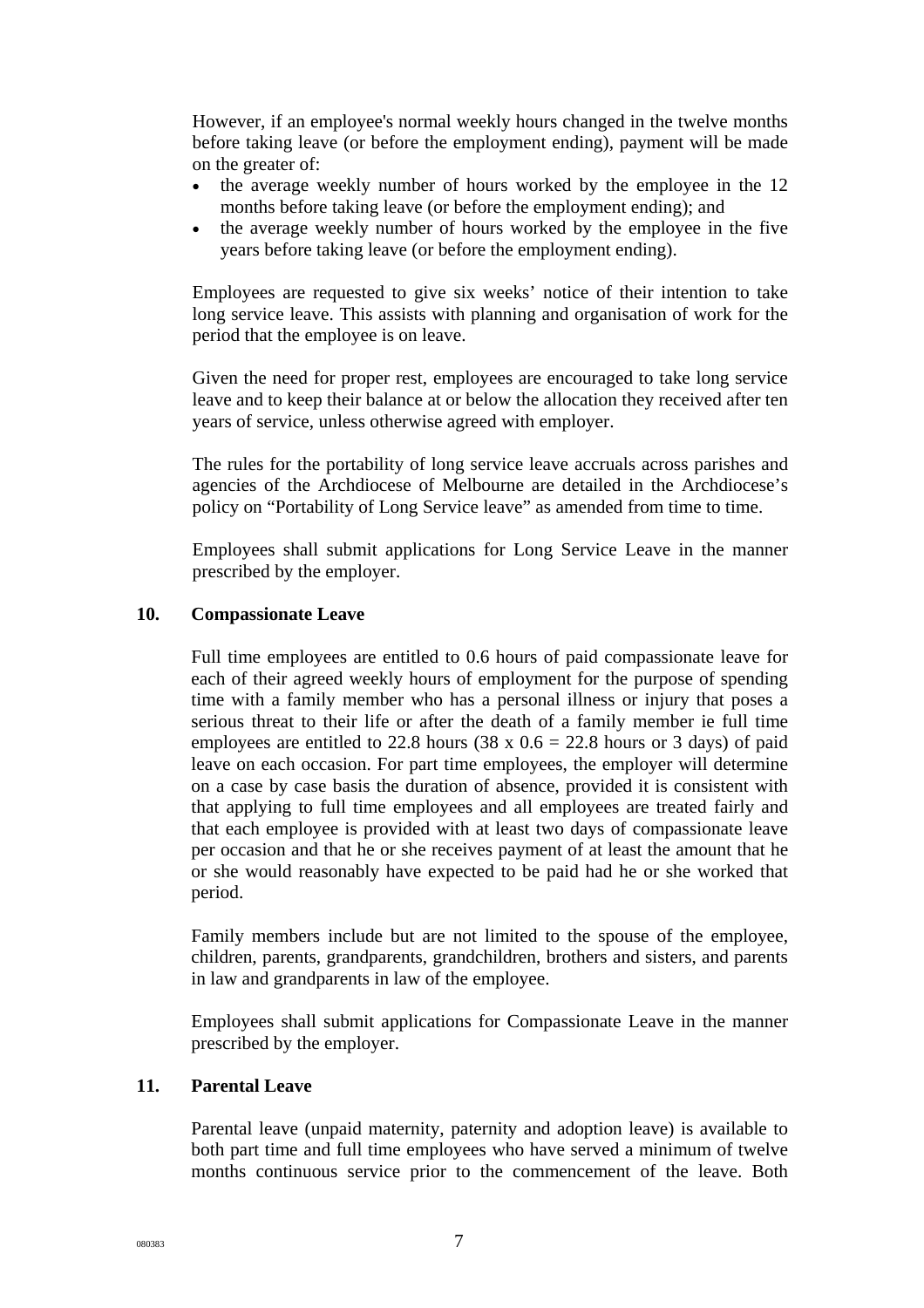However, if an employee's normal weekly hours changed in the twelve months before taking leave (or before the employment ending), payment will be made on the greater of:

- the average weekly number of hours worked by the employee in the 12 months before taking leave (or before the employment ending); and
- the average weekly number of hours worked by the employee in the five years before taking leave (or before the employment ending).

Employees are requested to give six weeks' notice of their intention to take long service leave. This assists with planning and organisation of work for the period that the employee is on leave.

Given the need for proper rest, employees are encouraged to take long service leave and to keep their balance at or below the allocation they received after ten years of service, unless otherwise agreed with employer.

The rules for the portability of long service leave accruals across parishes and agencies of the Archdiocese of Melbourne are detailed in the Archdiocese's policy on "Portability of Long Service leave" as amended from time to time.

Employees shall submit applications for Long Service Leave in the manner prescribed by the employer.

## 10. Compassionate Leave

Full time employees are entitled to 0.6 hours of paid compassionate leave for each of their agreed weekly hours of employment for the purpose of spending time with a family member who has a personal illness or injury that poses a serious threat to their life or after the death of a family member ie full time employees are entitled to 22.8 hours (38 x 0.6 = 22.8 hours or 3 days) of paid leave on each occasion. For part time employees, the employer will determine on a case by case basis the duration of absence, provided it is consistent with that applying to full time employees and all employees are treated fairly and that each employee is provided with at least two days of compassionate leave per occasion and that he or she receives payment of at least the amount that he or she would reasonably have expected to be paid had he or she worked that period.

Family members include but are not limited to the spouse of the employee, children, parents, grandparents, grandchildren, brothers and sisters, and parents in law and grandparents in law of the employee.

Employees shall submit applications for Compassionate Leave in the manner prescribed by the employer.

## 11. Parental Leave

Parental leave (unpaid maternity, paternity and adoption leave) is available to both part time and full time employees who have served a minimum of twelve months continuous service prior to the commencement of the leave. Both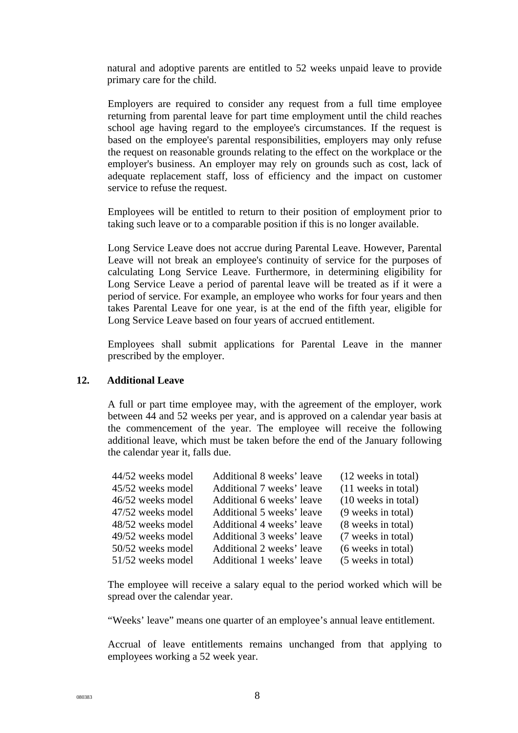natural and adoptive parents are entitled to 52 weeks unpaid leave to provide primary care for the child.

Employers are required to consider any request from a full time employee returning from parental leave for part time employment until the child reaches school age having regard to the employee's circumstances. If the request is based on the employee's parental responsibilities, employers may only refuse the request on reasonable grounds relating to the effect on the workplace or the employer's business. An employer may rely on grounds such as cost, lack of adequate replacement staff, loss of efficiency and the impact on customer service to refuse the request.

Employees will be entitled to return to their position of employment prior to taking such leave or to a comparable position if this is no longer available.

Long Service Leave does not accrue during Parental Leave. However, Parental Leave will not break an employee's continuity of service for the purposes of calculating Long Service Leave. Furthermore, in determining eligibility for Long Service Leave a period of parental leave will be treated as if it were a period of service. For example, an employee who works for four years and then takes Parental Leave for one year, is at the end of the fifth year, eligible for Long Service Leave based on four years of accrued entitlement.

Employees shall submit applications for Parental Leave in the manner prescribed by the employer.

## 12. Additional Leave

A full or part time employee may, with the agreement of the employer, work between 44 and 52 weeks per year, and is approved on a calendar year basis at the commencement of the year. The employee will receive the following additional leave, which must be taken before the end of the January following the calendar year it, falls due.

| | | |
|---|---|---|
| 44/52 weeks model | Additional 8 weeks' leave | (12 weeks in total) |
| 45/52 weeks model | Additional 7 weeks' leave | (11 weeks in total) |
| 46/52 weeks model | Additional 6 weeks' leave | (10 weeks in total) |
| 47/52 weeks model | Additional 5 weeks' leave | (9 weeks in total) |
| 48/52 weeks model | Additional 4 weeks' leave | (8 weeks in total) |
| 49/52 weeks model | Additional 3 weeks' leave | (7 weeks in total) |
| 50/52 weeks model | Additional 2 weeks' leave | (6 weeks in total) |
| 51/52 weeks model | Additional 1 weeks' leave | (5 weeks in total) |

The employee will receive a salary equal to the period worked which will be spread over the calendar year.

"Weeks' leave" means one quarter of an employee's annual leave entitlement.

Accrual of leave entitlements remains unchanged from that applying to employees working a 52 week year.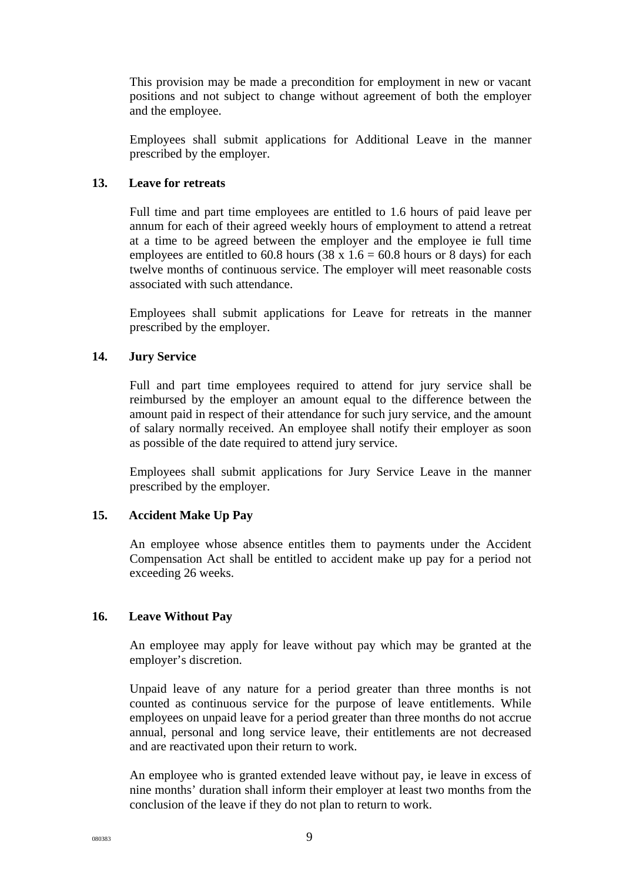This provision may be made a precondition for employment in new or vacant positions and not subject to change without agreement of both the employer and the employee.

Employees shall submit applications for Additional Leave in the manner prescribed by the employer.

## 13. Leave for retreats

Full time and part time employees are entitled to 1.6 hours of paid leave per annum for each of their agreed weekly hours of employment to attend a retreat at a time to be agreed between the employer and the employee ie full time employees are entitled to 60.8 hours ($38 \times 1.6 = 60.8$ hours or 8 days) for each twelve months of continuous service. The employer will meet reasonable costs associated with such attendance.

Employees shall submit applications for Leave for retreats in the manner prescribed by the employer.

## 14. Jury Service

Full and part time employees required to attend for jury service shall be reimbursed by the employer an amount equal to the difference between the amount paid in respect of their attendance for such jury service, and the amount of salary normally received. An employee shall notify their employer as soon as possible of the date required to attend jury service.

Employees shall submit applications for Jury Service Leave in the manner prescribed by the employer.

## 15. Accident Make Up Pay

An employee whose absence entitles them to payments under the Accident Compensation Act shall be entitled to accident make up pay for a period not exceeding 26 weeks.

## 16. Leave Without Pay

An employee may apply for leave without pay which may be granted at the employer's discretion.

Unpaid leave of any nature for a period greater than three months is not counted as continuous service for the purpose of leave entitlements. While employees on unpaid leave for a period greater than three months do not accrue annual, personal and long service leave, their entitlements are not decreased and are reactivated upon their return to work.

An employee who is granted extended leave without pay, ie leave in excess of nine months' duration shall inform their employer at least two months from the conclusion of the leave if they do not plan to return to work.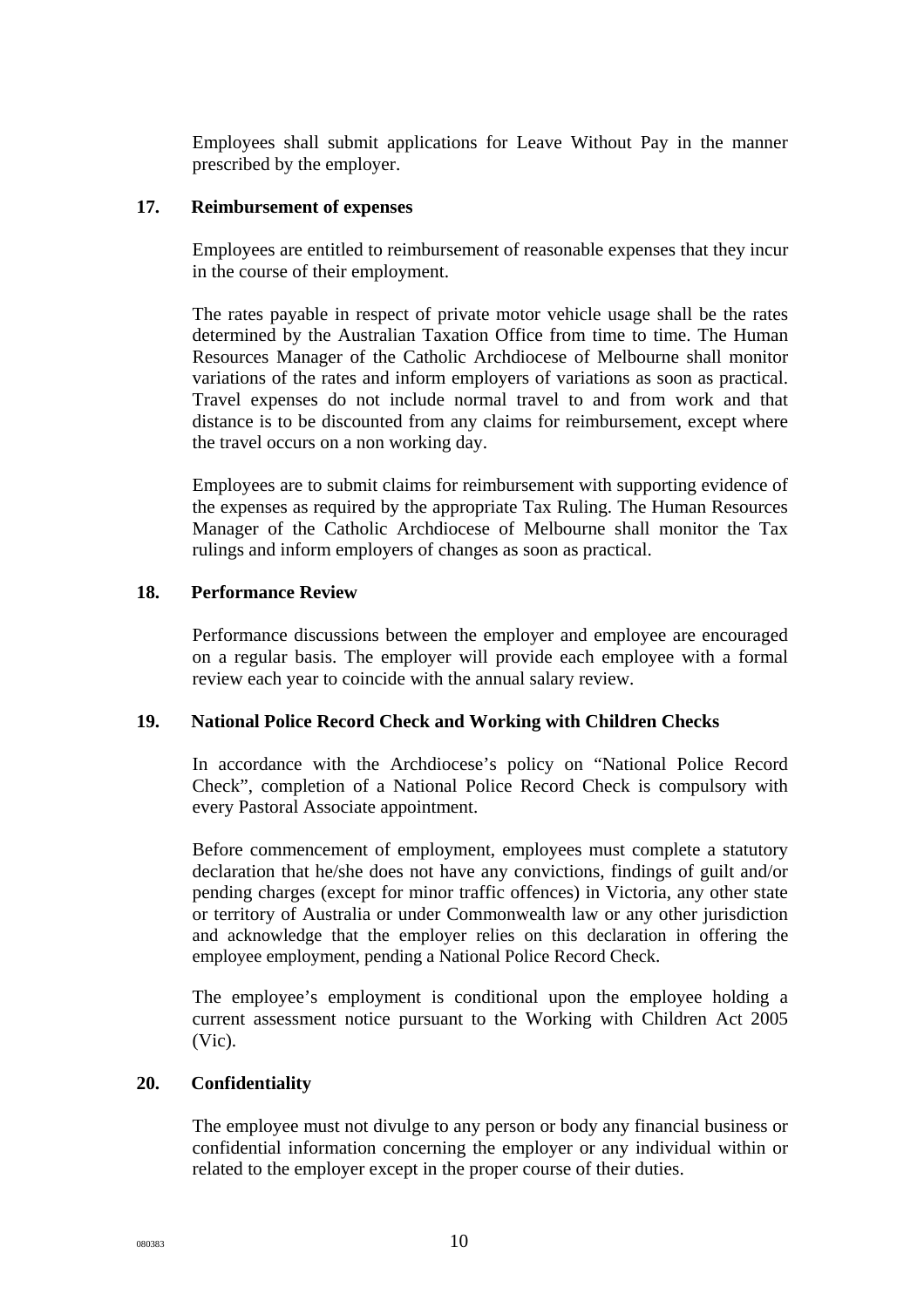Employees shall submit applications for Leave Without Pay in the manner prescribed by the employer.

## 17. Reimbursement of expenses

Employees are entitled to reimbursement of reasonable expenses that they incur in the course of their employment.

The rates payable in respect of private motor vehicle usage shall be the rates determined by the Australian Taxation Office from time to time. The Human Resources Manager of the Catholic Archdiocese of Melbourne shall monitor variations of the rates and inform employers of variations as soon as practical. Travel expenses do not include normal travel to and from work and that distance is to be discounted from any claims for reimbursement, except where the travel occurs on a non working day.

Employees are to submit claims for reimbursement with supporting evidence of the expenses as required by the appropriate Tax Ruling. The Human Resources Manager of the Catholic Archdiocese of Melbourne shall monitor the Tax rulings and inform employers of changes as soon as practical.

## 18. Performance Review

Performance discussions between the employer and employee are encouraged on a regular basis. The employer will provide each employee with a formal review each year to coincide with the annual salary review.

## 19. National Police Record Check and Working with Children Checks

In accordance with the Archdiocese's policy on "National Police Record Check", completion of a National Police Record Check is compulsory with every Pastoral Associate appointment.

Before commencement of employment, employees must complete a statutory declaration that he/she does not have any convictions, findings of guilt and/or pending charges (except for minor traffic offences) in Victoria, any other state or territory of Australia or under Commonwealth law or any other jurisdiction and acknowledge that the employer relies on this declaration in offering the employee employment, pending a National Police Record Check.

The employee's employment is conditional upon the employee holding a current assessment notice pursuant to the Working with Children Act 2005 (Vic).

## 20. Confidentiality

The employee must not divulge to any person or body any financial business or confidential information concerning the employer or any individual within or related to the employer except in the proper course of their duties.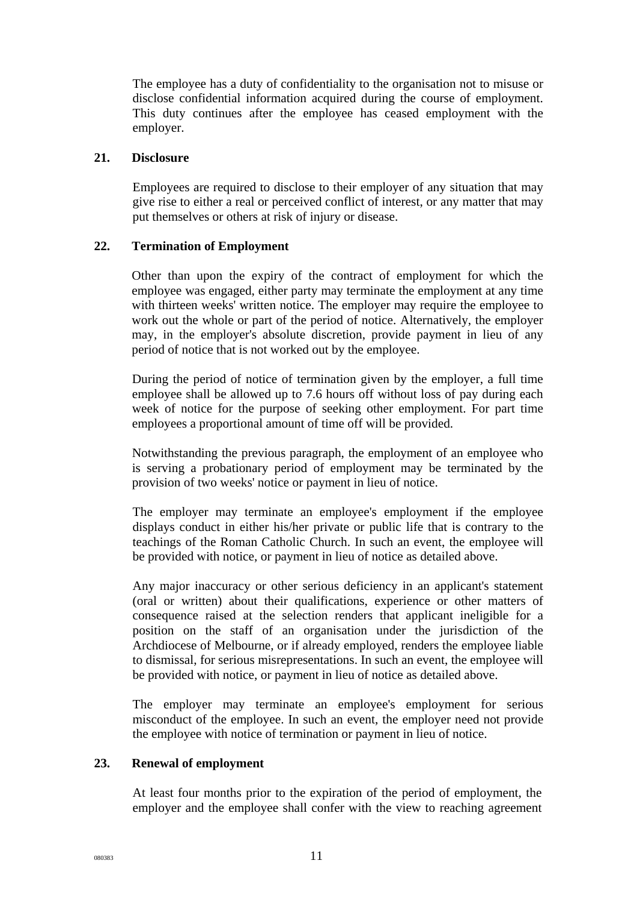The employee has a duty of confidentiality to the organisation not to misuse or disclose confidential information acquired during the course of employment. This duty continues after the employee has ceased employment with the employer.

## 21. Disclosure

Employees are required to disclose to their employer of any situation that may give rise to either a real or perceived conflict of interest, or any matter that may put themselves or others at risk of injury or disease.

## 22. Termination of Employment

Other than upon the expiry of the contract of employment for which the employee was engaged, either party may terminate the employment at any time with thirteen weeks' written notice. The employer may require the employee to work out the whole or part of the period of notice. Alternatively, the employer may, in the employer's absolute discretion, provide payment in lieu of any period of notice that is not worked out by the employee.

During the period of notice of termination given by the employer, a full time employee shall be allowed up to 7.6 hours off without loss of pay during each week of notice for the purpose of seeking other employment. For part time employees a proportional amount of time off will be provided.

Notwithstanding the previous paragraph, the employment of an employee who is serving a probationary period of employment may be terminated by the provision of two weeks' notice or payment in lieu of notice.

The employer may terminate an employee's employment if the employee displays conduct in either his/her private or public life that is contrary to the teachings of the Roman Catholic Church. In such an event, the employee will be provided with notice, or payment in lieu of notice as detailed above.

Any major inaccuracy or other serious deficiency in an applicant's statement (oral or written) about their qualifications, experience or other matters of consequence raised at the selection renders that applicant ineligible for a position on the staff of an organisation under the jurisdiction of the Archdiocese of Melbourne, or if already employed, renders the employee liable to dismissal, for serious misrepresentations. In such an event, the employee will be provided with notice, or payment in lieu of notice as detailed above.

The employer may terminate an employee's employment for serious misconduct of the employee. In such an event, the employer need not provide the employee with notice of termination or payment in lieu of notice.

## 23. Renewal of employment

At least four months prior to the expiration of the period of employment, the employer and the employee shall confer with the view to reaching agreement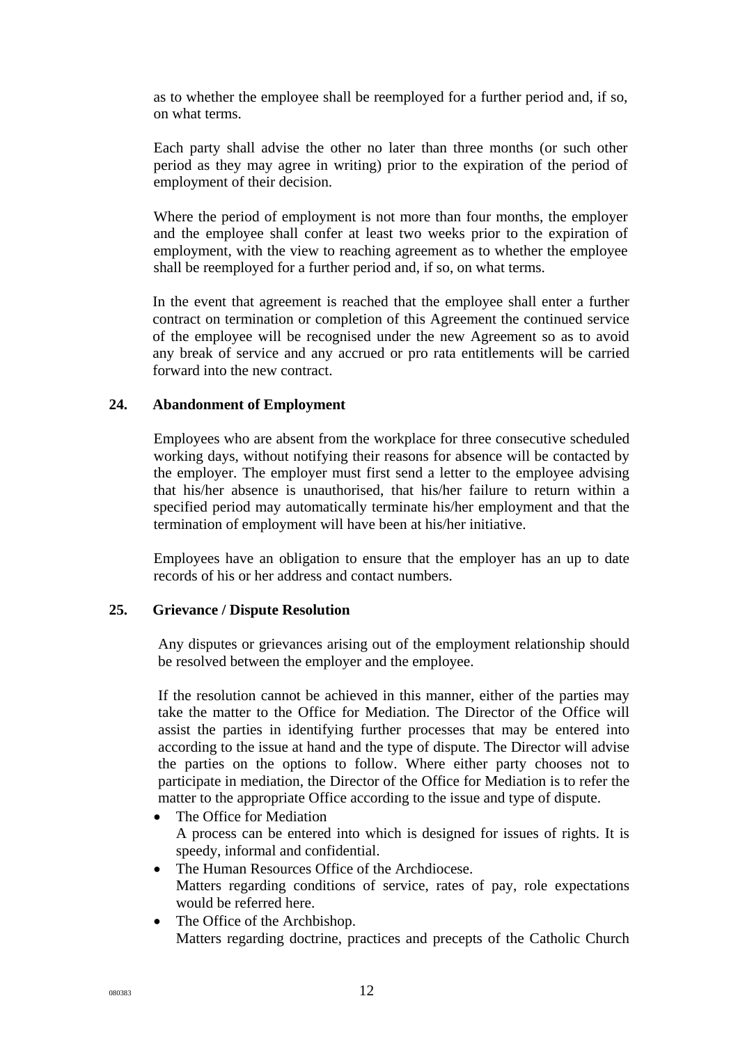as to whether the employee shall be reemployed for a further period and, if so, on what terms.

Each party shall advise the other no later than three months (or such other period as they may agree in writing) prior to the expiration of the period of employment of their decision.

Where the period of employment is not more than four months, the employer and the employee shall confer at least two weeks prior to the expiration of employment, with the view to reaching agreement as to whether the employee shall be reemployed for a further period and, if so, on what terms.

In the event that agreement is reached that the employee shall enter a further contract on termination or completion of this Agreement the continued service of the employee will be recognised under the new Agreement so as to avoid any break of service and any accrued or pro rata entitlements will be carried forward into the new contract.

## 24. Abandonment of Employment

Employees who are absent from the workplace for three consecutive scheduled working days, without notifying their reasons for absence will be contacted by the employer. The employer must first send a letter to the employee advising that his/her absence is unauthorised, that his/her failure to return within a specified period may automatically terminate his/her employment and that the termination of employment will have been at his/her initiative.

Employees have an obligation to ensure that the employer has an up to date records of his or her address and contact numbers.

## 25. Grievance / Dispute Resolution

Any disputes or grievances arising out of the employment relationship should be resolved between the employer and the employee.

If the resolution cannot be achieved in this manner, either of the parties may take the matter to the Office for Mediation. The Director of the Office will assist the parties in identifying further processes that may be entered into according to the issue at hand and the type of dispute. The Director will advise the parties on the options to follow. Where either party chooses not to participate in mediation, the Director of the Office for Mediation is to refer the matter to the appropriate Office according to the issue and type of dispute.

- The Office for Mediation
  A process can be entered into which is designed for issues of rights. It is speedy, informal and confidential.
- The Human Resources Office of the Archdiocese.
  Matters regarding conditions of service, rates of pay, role expectations would be referred here.
- The Office of the Archbishop.
  Matters regarding doctrine, practices and precepts of the Catholic Church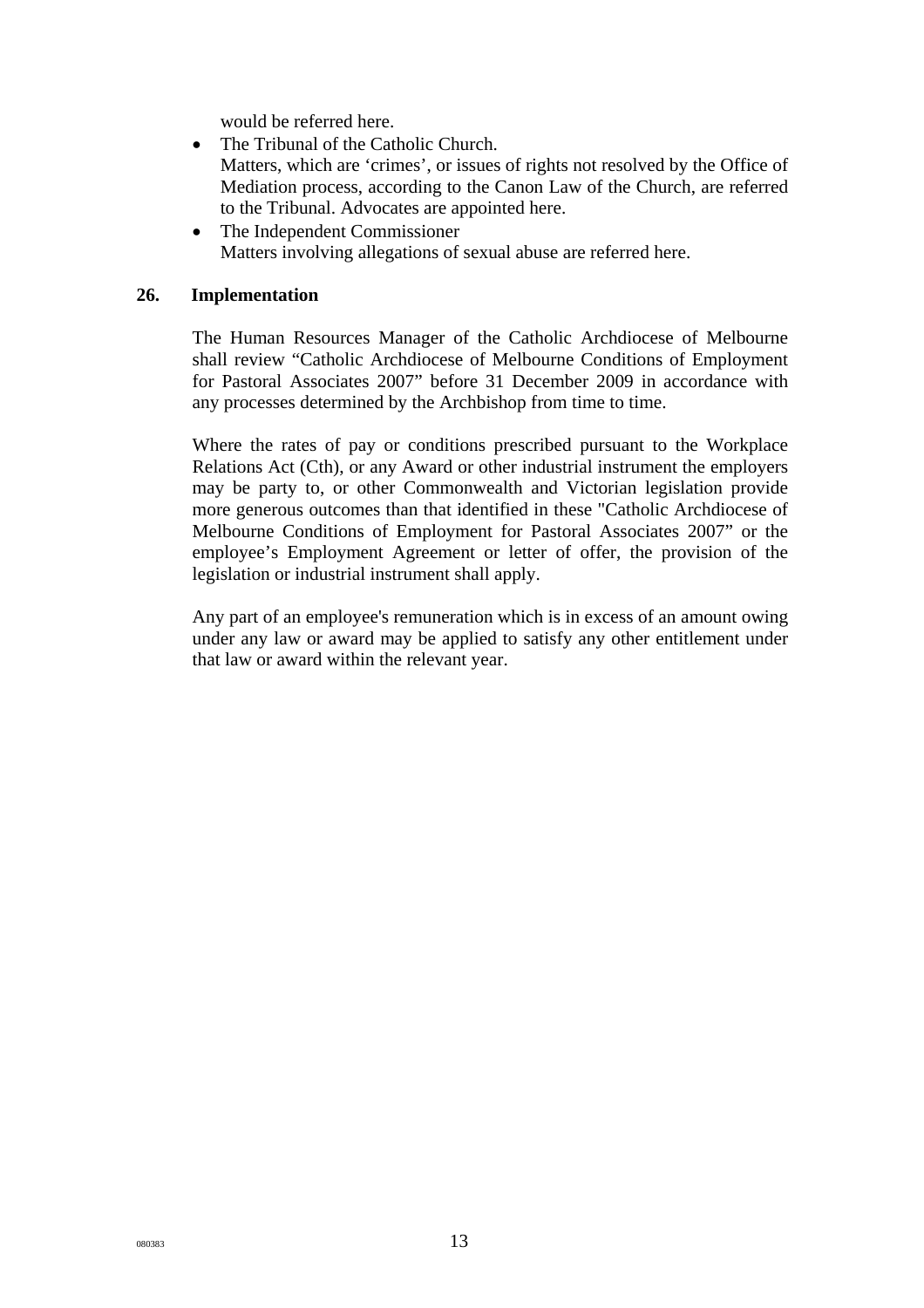would be referred here.

- The Tribunal of the Catholic Church.
  Matters, which are 'crimes', or issues of rights not resolved by the Office of Mediation process, according to the Canon Law of the Church, are referred to the Tribunal. Advocates are appointed here.
- The Independent Commissioner
  Matters involving allegations of sexual abuse are referred here.

## 26. Implementation

The Human Resources Manager of the Catholic Archdiocese of Melbourne shall review "Catholic Archdiocese of Melbourne Conditions of Employment for Pastoral Associates 2007" before 31 December 2009 in accordance with any processes determined by the Archbishop from time to time.

Where the rates of pay or conditions prescribed pursuant to the Workplace Relations Act (Cth), or any Award or other industrial instrument the employers may be party to, or other Commonwealth and Victorian legislation provide more generous outcomes than that identified in these "Catholic Archdiocese of Melbourne Conditions of Employment for Pastoral Associates 2007" or the employee's Employment Agreement or letter of offer, the provision of the legislation or industrial instrument shall apply.

Any part of an employee's remuneration which is in excess of an amount owing under any law or award may be applied to satisfy any other entitlement under that law or award within the relevant year.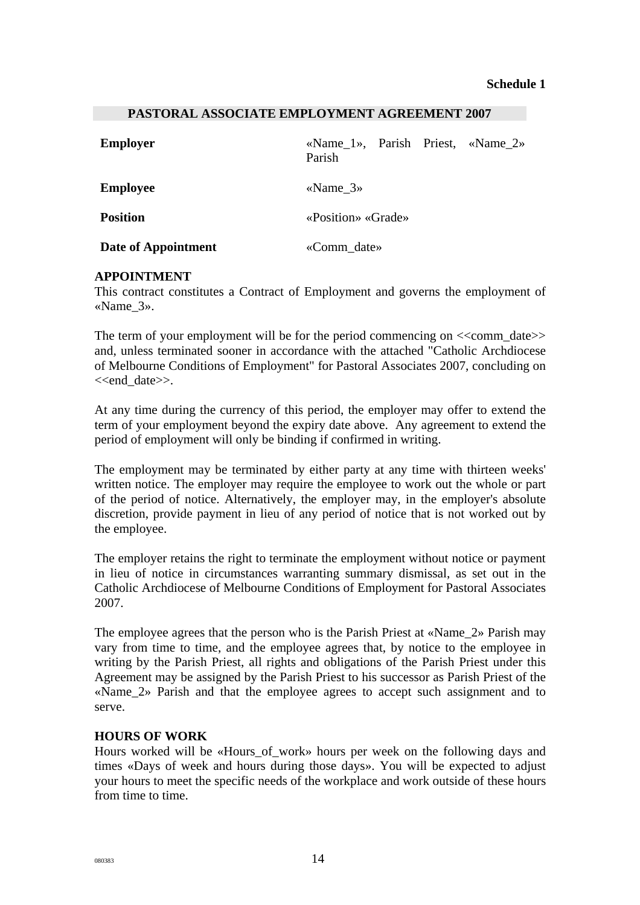**Schedule 1**

## PASTORAL ASSOCIATE EMPLOYMENT AGREEMENT 2007

| | |
|---|---|
| **Employer** | «Name_1», Parish Priest, «Name_2» Parish |
| **Employee** | «Name_3» |
| **Position** | «Position» «Grade» |
| **Date of Appointment** | «Comm_date» |

**APPOINTMENT**

This contract constitutes a Contract of Employment and governs the employment of «Name_3».

The term of your employment will be for the period commencing on <<comm_date>> and, unless terminated sooner in accordance with the attached "Catholic Archdiocese of Melbourne Conditions of Employment" for Pastoral Associates 2007, concluding on <<end_date>>.

At any time during the currency of this period, the employer may offer to extend the term of your employment beyond the expiry date above. Any agreement to extend the period of employment will only be binding if confirmed in writing.

The employment may be terminated by either party at any time with thirteen weeks' written notice. The employer may require the employee to work out the whole or part of the period of notice. Alternatively, the employer may, in the employer's absolute discretion, provide payment in lieu of any period of notice that is not worked out by the employee.

The employer retains the right to terminate the employment without notice or payment in lieu of notice in circumstances warranting summary dismissal, as set out in the Catholic Archdiocese of Melbourne Conditions of Employment for Pastoral Associates 2007.

The employee agrees that the person who is the Parish Priest at «Name_2» Parish may vary from time to time, and the employee agrees that, by notice to the employee in writing by the Parish Priest, all rights and obligations of the Parish Priest under this Agreement may be assigned by the Parish Priest to his successor as Parish Priest of the «Name_2» Parish and that the employee agrees to accept such assignment and to serve.

**HOURS OF WORK**

Hours worked will be «Hours_of_work» hours per week on the following days and times «Days of week and hours during those days». You will be expected to adjust your hours to meet the specific needs of the workplace and work outside of these hours from time to time.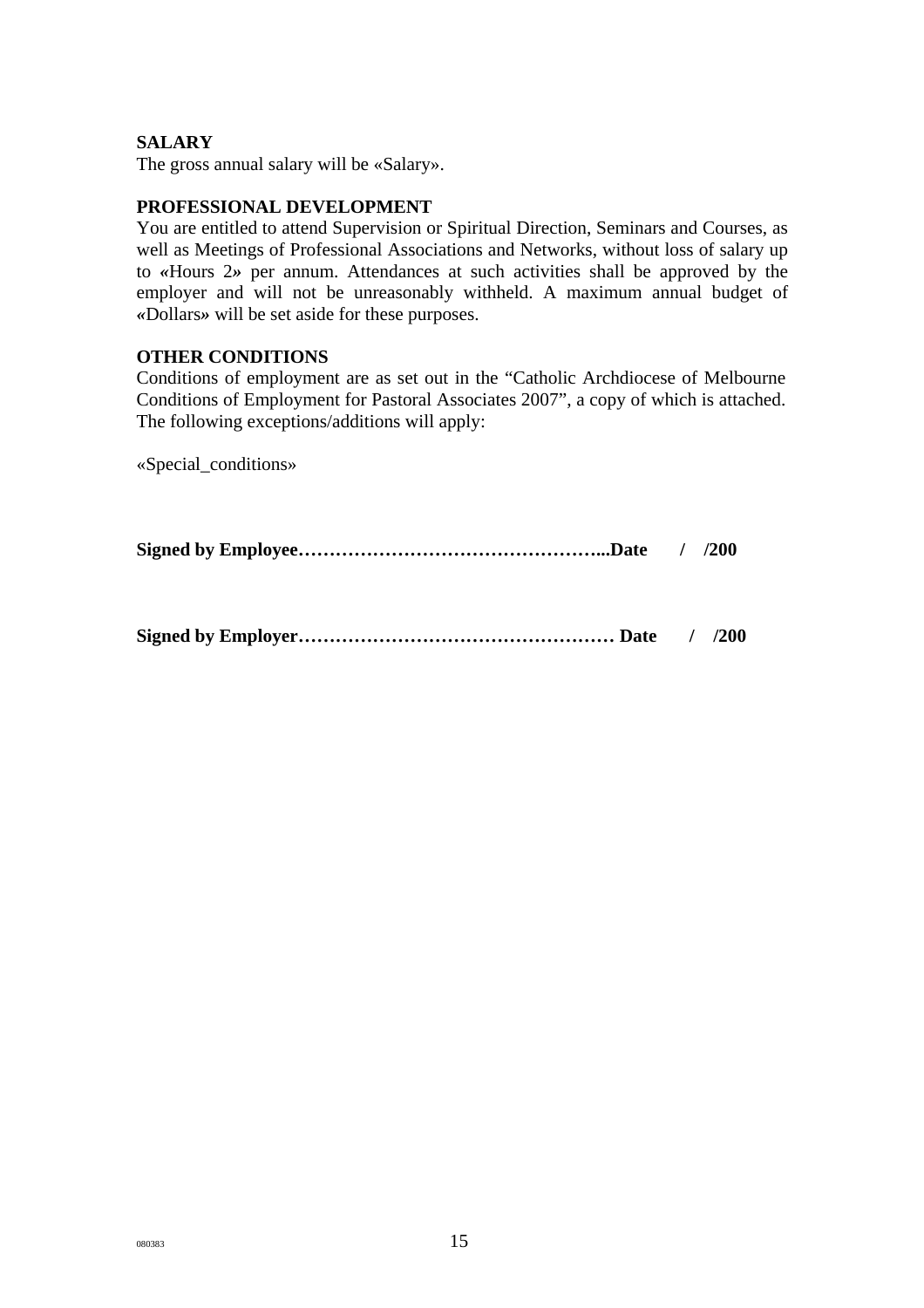**SALARY**

The gross annual salary will be «Salary».

**PROFESSIONAL DEVELOPMENT**

You are entitled to attend Supervision or Spiritual Direction, Seminars and Courses, as well as Meetings of Professional Associations and Networks, without loss of salary up to «Hours 2» per annum. Attendances at such activities shall be approved by the employer and will not be unreasonably withheld. A maximum annual budget of «Dollars» will be set aside for these purposes.

**OTHER CONDITIONS**

Conditions of employment are as set out in the "Catholic Archdiocese of Melbourne Conditions of Employment for Pastoral Associates 2007", a copy of which is attached. The following exceptions/additions will apply:

«Special_conditions»

**Signed by Employee…………………………………………...Date / /200**

**Signed by Employer…………………………………………… Date / /200**

080383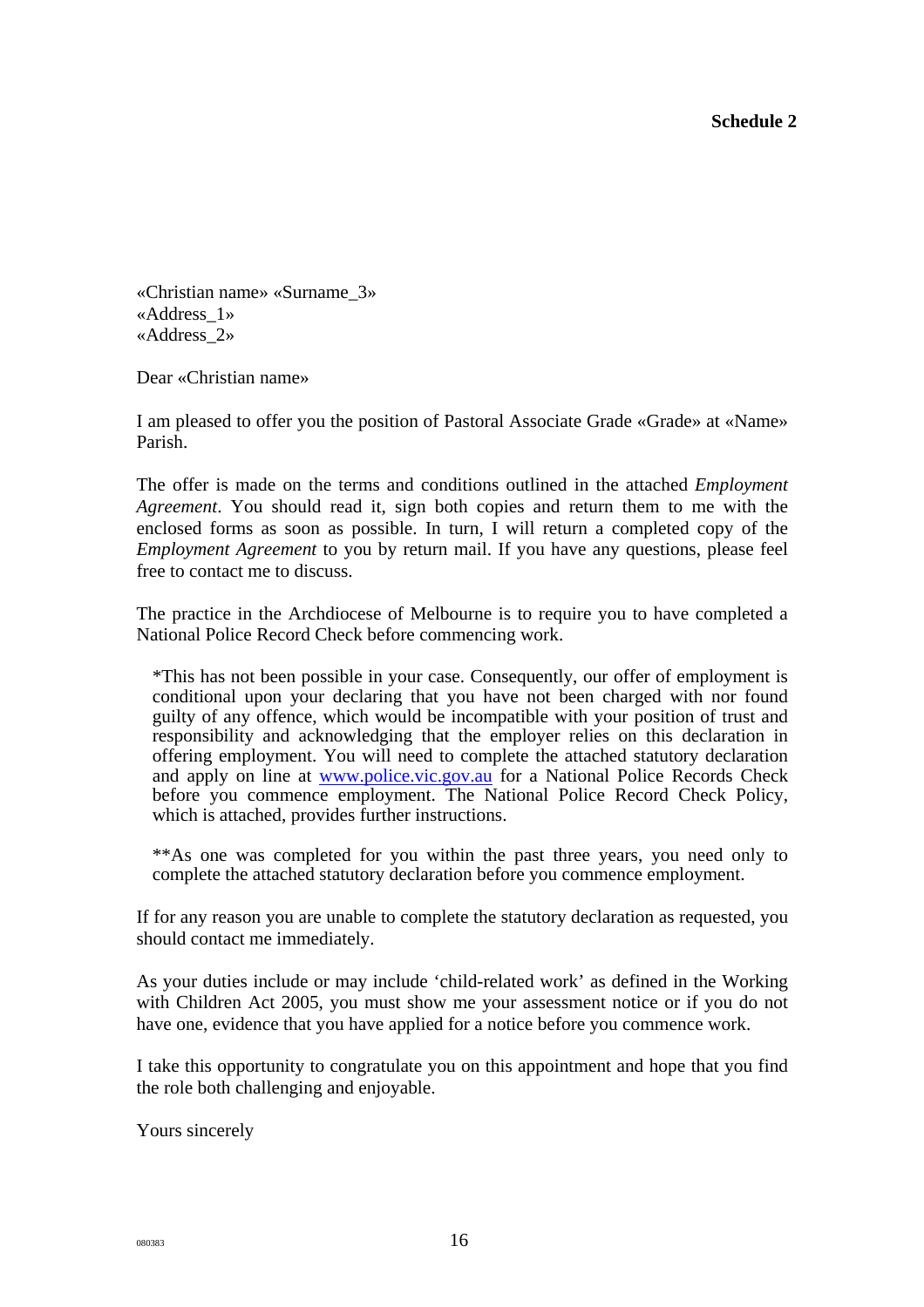**Schedule 2**

«Christian name» «Surname_3»
«Address_1»
«Address_2»

Dear «Christian name»

I am pleased to offer you the position of Pastoral Associate Grade «Grade» at «Name» Parish.

The offer is made on the terms and conditions outlined in the attached *Employment Agreement*. You should read it, sign both copies and return them to me with the enclosed forms as soon as possible. In turn, I will return a completed copy of the *Employment Agreement* to you by return mail. If you have any questions, please feel free to contact me to discuss.

The practice in the Archdiocese of Melbourne is to require you to have completed a National Police Record Check before commencing work.

> *This has not been possible in your case. Consequently, our offer of employment is conditional upon your declaring that you have not been charged with nor found guilty of any offence, which would be incompatible with your position of trust and responsibility and acknowledging that the employer relies on this declaration in offering employment. You will need to complete the attached statutory declaration and apply on line at [www.police.vic.gov.au](http://www.police.vic.gov.au) for a National Police Records Check before you commence employment. The National Police Record Check Policy, which is attached, provides further instructions.
>
> **As one was completed for you within the past three years, you need only to complete the attached statutory declaration before you commence employment.

If for any reason you are unable to complete the statutory declaration as requested, you should contact me immediately.

As your duties include or may include 'child-related work' as defined in the Working with Children Act 2005, you must show me your assessment notice or if you do not have one, evidence that you have applied for a notice before you commence work.

I take this opportunity to congratulate you on this appointment and hope that you find the role both challenging and enjoyable.

Yours sincerely

080383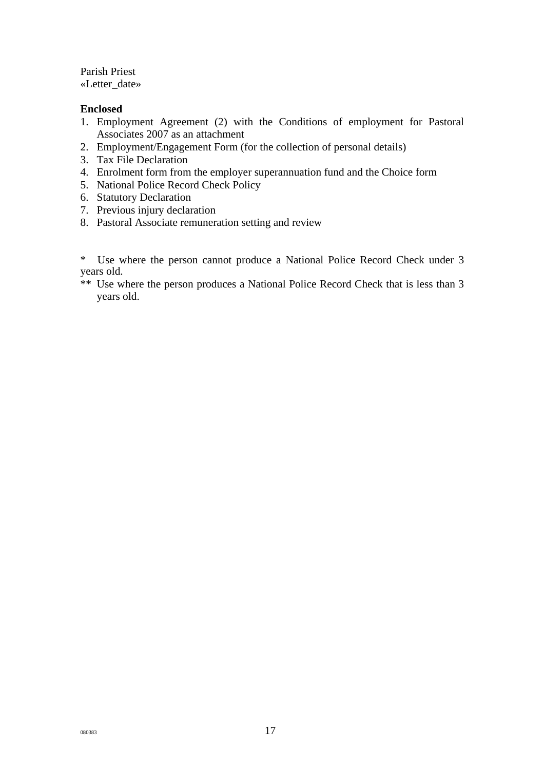Parish Priest
«Letter_date»

**Enclosed**

1. Employment Agreement (2) with the Conditions of employment for Pastoral Associates 2007 as an attachment
2. Employment/Engagement Form (for the collection of personal details)
3. Tax File Declaration
4. Enrolment form from the employer superannuation fund and the Choice form
5. National Police Record Check Policy
6. Statutory Declaration
7. Previous injury declaration
8. Pastoral Associate remuneration setting and review

\* Use where the person cannot produce a National Police Record Check under 3 years old.

\*\* Use where the person produces a National Police Record Check that is less than 3 years old.